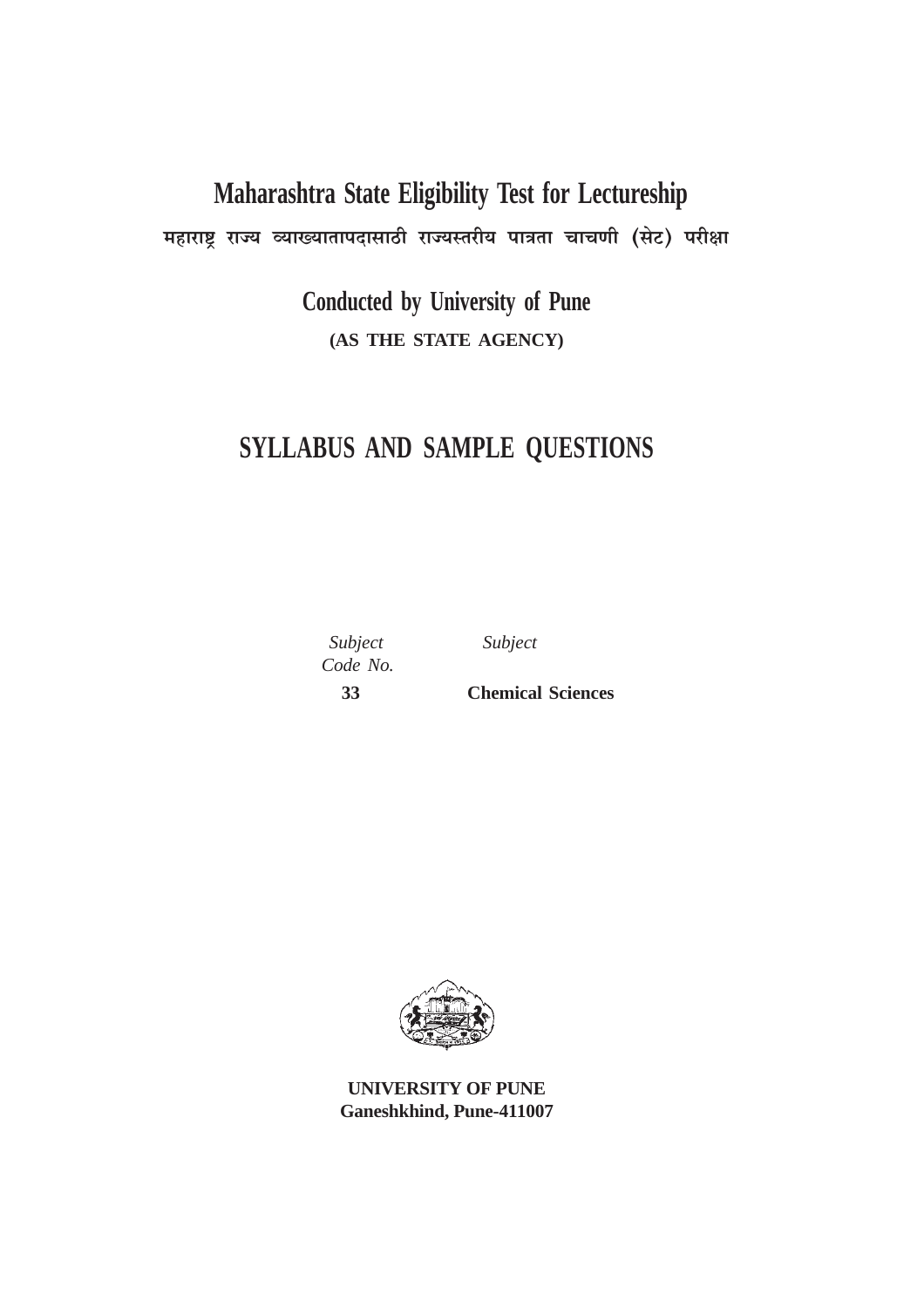# Maharashtra State Eligibility Test for Lectureship

महाराष्ट्र राज्य व्याख्यातापदासाठी राज्यस्तरीय पात्रता चाचणी (सेट) परीक्षा

## Conducted by University of Pune

**(AS THE STATE AGENCY)**

# SYLLABUS AND SAMPLE QUESTIONS

| *Subject Code No.* | *Subject* |
| --- | --- |
| **33** | **Chemical Sciences** |

**UNIVERSITY OF PUNE**
**Ganeshkhind, Pune-411007**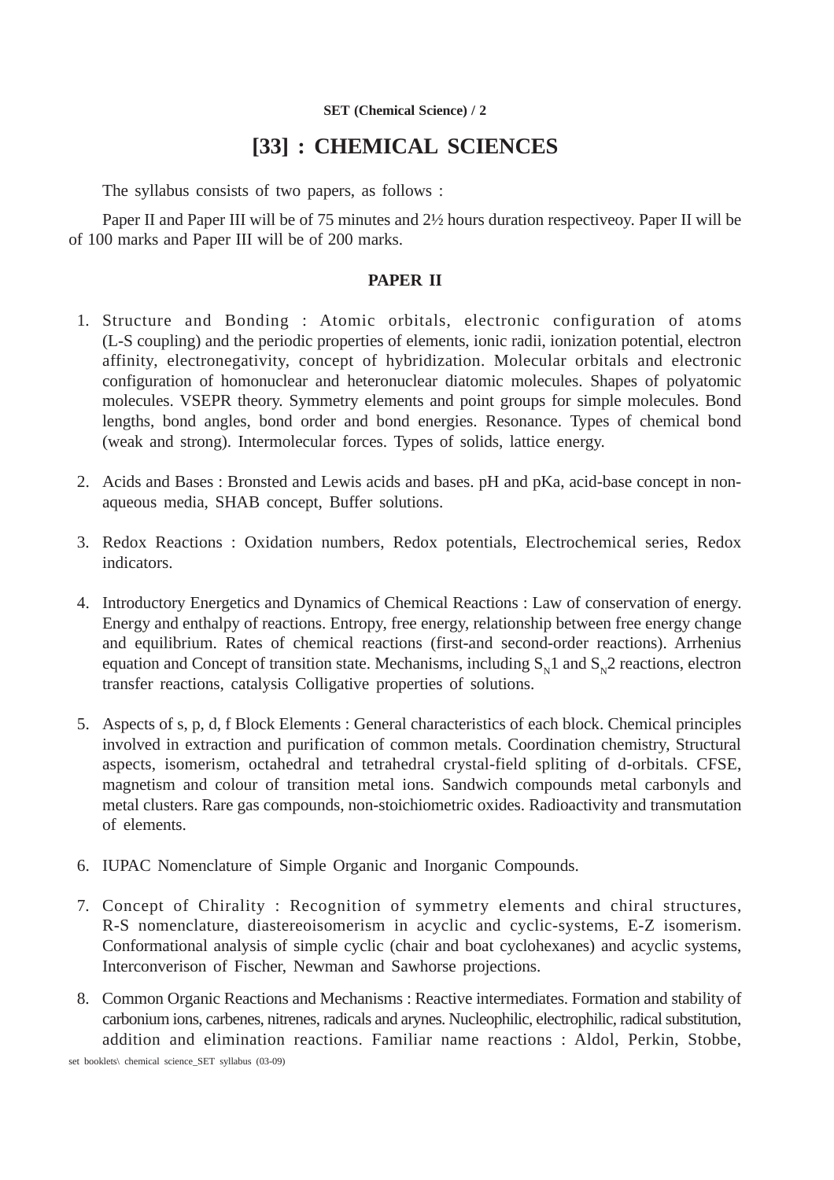# [33] : CHEMICAL SCIENCES

The syllabus consists of two papers, as follows :

Paper II and Paper III will be of 75 minutes and 2½ hours duration respectiveoy. Paper II will be of 100 marks and Paper III will be of 200 marks.

## PAPER II

1. Structure and Bonding : Atomic orbitals, electronic configuration of atoms (L-S coupling) and the periodic properties of elements, ionic radii, ionization potential, electron affinity, electronegativity, concept of hybridization. Molecular orbitals and electronic configuration of homonuclear and heteronuclear diatomic molecules. Shapes of polyatomic molecules. VSEPR theory. Symmetry elements and point groups for simple molecules. Bond lengths, bond angles, bond order and bond energies. Resonance. Types of chemical bond (weak and strong). Intermolecular forces. Types of solids, lattice energy.

2. Acids and Bases : Bronsted and Lewis acids and bases. pH and pKa, acid-base concept in non-aqueous media, SHAB concept, Buffer solutions.

3. Redox Reactions : Oxidation numbers, Redox potentials, Electrochemical series, Redox indicators.

4. Introductory Energetics and Dynamics of Chemical Reactions : Law of conservation of energy. Energy and enthalpy of reactions. Entropy, free energy, relationship between free energy change and equilibrium. Rates of chemical reactions (first-and second-order reactions). Arrhenius equation and Concept of transition state. Mechanisms, including $S_N1$ and $S_N2$ reactions, electron transfer reactions, catalysis Colligative properties of solutions.

5. Aspects of s, p, d, f Block Elements : General characteristics of each block. Chemical principles involved in extraction and purification of common metals. Coordination chemistry, Structural aspects, isomerism, octahedral and tetrahedral crystal-field spliting of d-orbitals. CFSE, magnetism and colour of transition metal ions. Sandwich compounds metal carbonyls and metal clusters. Rare gas compounds, non-stoichiometric oxides. Radioactivity and transmutation of elements.

6. IUPAC Nomenclature of Simple Organic and Inorganic Compounds.

7. Concept of Chirality : Recognition of symmetry elements and chiral structures, R-S nomenclature, diastereoisomerism in acyclic and cyclic-systems, E-Z isomerism. Conformational analysis of simple cyclic (chair and boat cyclohexanes) and acyclic systems, Interconverison of Fischer, Newman and Sawhorse projections.

8. Common Organic Reactions and Mechanisms : Reactive intermediates. Formation and stability of carbonium ions, carbenes, nitrenes, radicals and arynes. Nucleophilic, electrophilic, radical substitution, addition and elimination reactions. Familiar name reactions : Aldol, Perkin, Stobbe,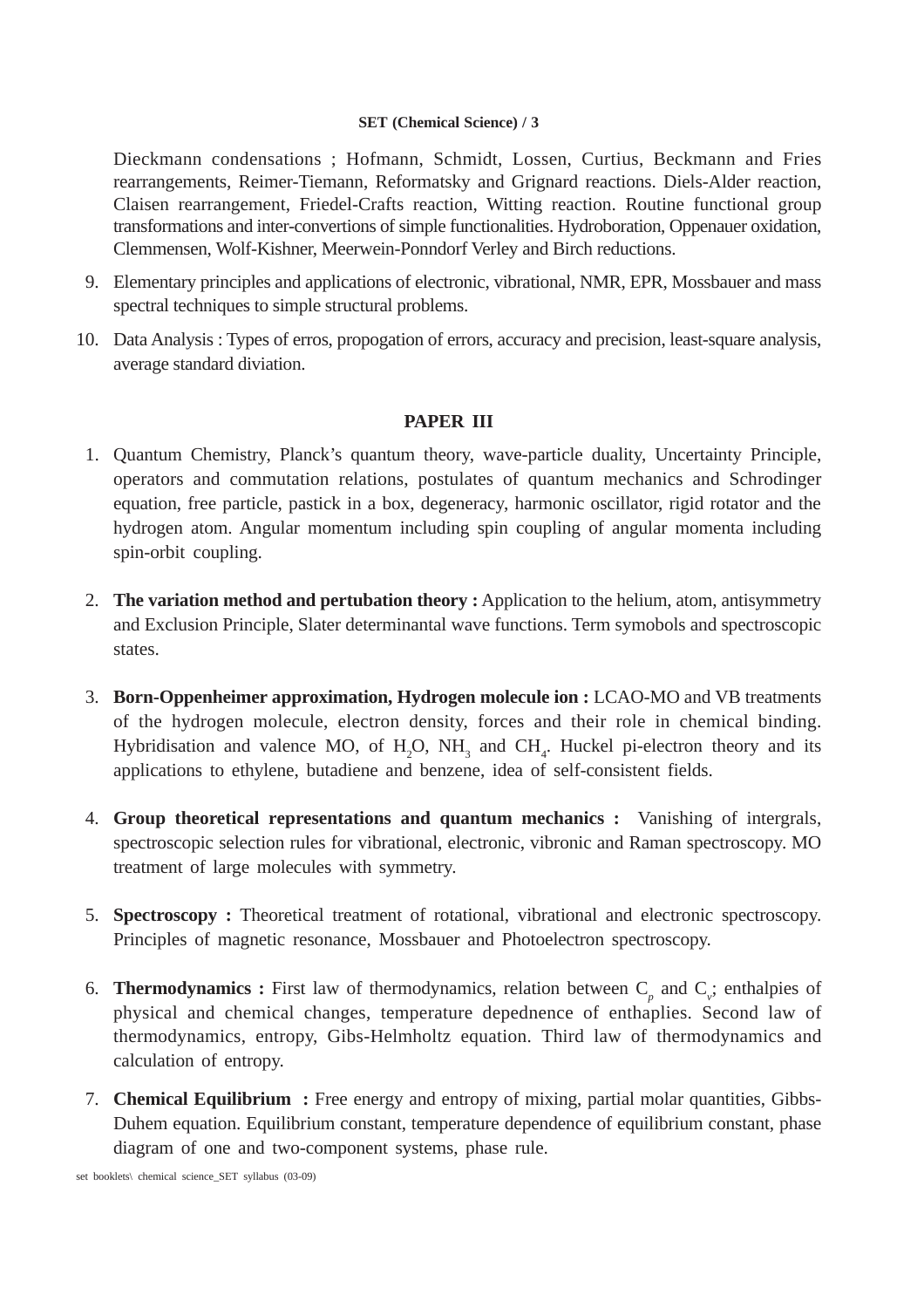Dieckmann condensations ; Hofmann, Schmidt, Lossen, Curtius, Beckmann and Fries rearrangements, Reimer-Tiemann, Reformatsky and Grignard reactions. Diels-Alder reaction, Claisen rearrangement, Friedel-Crafts reaction, Witting reaction. Routine functional group transformations and inter-convertions of simple functionalities. Hydroboration, Oppenauer oxidation, Clemmensen, Wolf-Kishner, Meerwein-Ponndorf Verley and Birch reductions.

9. Elementary principles and applications of electronic, vibrational, NMR, EPR, Mossbauer and mass spectral techniques to simple structural problems.

10. Data Analysis : Types of erros, propogation of errors, accuracy and precision, least-square analysis, average standard diviation.

## PAPER III

1. Quantum Chemistry, Planck's quantum theory, wave-particle duality, Uncertainty Principle, operators and commutation relations, postulates of quantum mechanics and Schrodinger equation, free particle, pastick in a box, degeneracy, harmonic oscillator, rigid rotator and the hydrogen atom. Angular momentum including spin coupling of angular momenta including spin-orbit coupling.

2. **The variation method and pertubation theory :** Application to the helium, atom, antisymmetry and Exclusion Principle, Slater determinantal wave functions. Term symobols and spectroscopic states.

3. **Born-Oppenheimer approximation, Hydrogen molecule ion :** LCAO-MO and VB treatments of the hydrogen molecule, electron density, forces and their role in chemical binding. Hybridisation and valence MO, of $H_2O$, $NH_3$ and $CH_4$. Huckel pi-electron theory and its applications to ethylene, butadiene and benzene, idea of self-consistent fields.

4. **Group theoretical representations and quantum mechanics :** Vanishing of intergrals, spectroscopic selection rules for vibrational, electronic, vibronic and Raman spectroscopy. MO treatment of large molecules with symmetry.

5. **Spectroscopy :** Theoretical treatment of rotational, vibrational and electronic spectroscopy. Principles of magnetic resonance, Mossbauer and Photoelectron spectroscopy.

6. **Thermodynamics :** First law of thermodynamics, relation between $C_p$ and $C_v$; enthalpies of physical and chemical changes, temperature depednence of enthaplies. Second law of thermodynamics, entropy, Gibs-Helmholtz equation. Third law of thermodynamics and calculation of entropy.

7. **Chemical Equilibrium :** Free energy and entropy of mixing, partial molar quantities, Gibbs-Duhem equation. Equilibrium constant, temperature dependence of equilibrium constant, phase diagram of one and two-component systems, phase rule.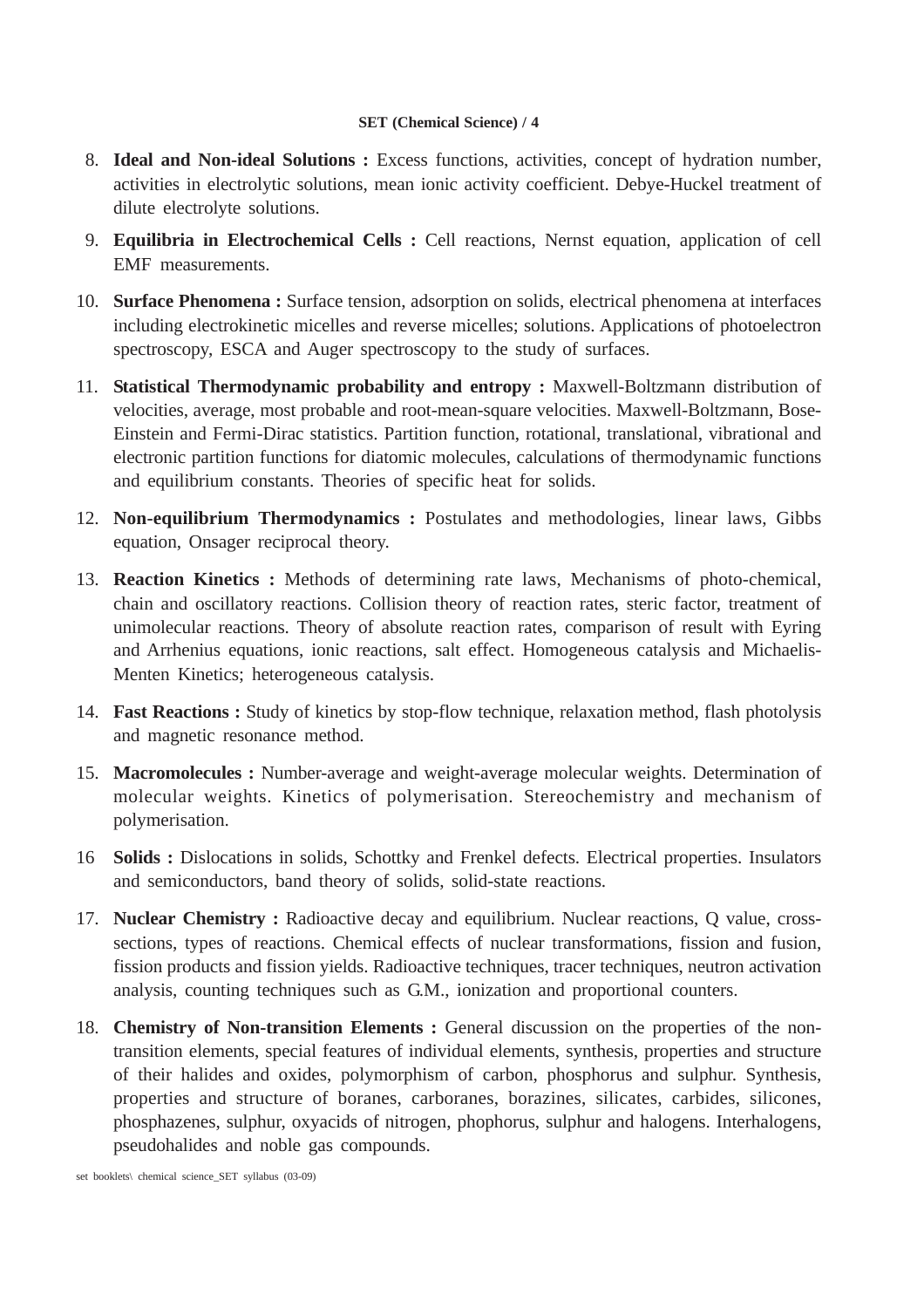8. **Ideal and Non-ideal Solutions :** Excess functions, activities, concept of hydration number, activities in electrolytic solutions, mean ionic activity coefficient. Debye-Huckel treatment of dilute electrolyte solutions.

9. **Equilibria in Electrochemical Cells :** Cell reactions, Nernst equation, application of cell EMF measurements.

10. **Surface Phenomena :** Surface tension, adsorption on solids, electrical phenomena at interfaces including electrokinetic micelles and reverse micelles; solutions. Applications of photoelectron spectroscopy, ESCA and Auger spectroscopy to the study of surfaces.

11. **Statistical Thermodynamic probability and entropy :** Maxwell-Boltzmann distribution of velocities, average, most probable and root-mean-square velocities. Maxwell-Boltzmann, Bose-Einstein and Fermi-Dirac statistics. Partition function, rotational, translational, vibrational and electronic partition functions for diatomic molecules, calculations of thermodynamic functions and equilibrium constants. Theories of specific heat for solids.

12. **Non-equilibrium Thermodynamics :** Postulates and methodologies, linear laws, Gibbs equation, Onsager reciprocal theory.

13. **Reaction Kinetics :** Methods of determining rate laws, Mechanisms of photo-chemical, chain and oscillatory reactions. Collision theory of reaction rates, steric factor, treatment of unimolecular reactions. Theory of absolute reaction rates, comparison of result with Eyring and Arrhenius equations, ionic reactions, salt effect. Homogeneous catalysis and Michaelis-Menten Kinetics; heterogeneous catalysis.

14. **Fast Reactions :** Study of kinetics by stop-flow technique, relaxation method, flash photolysis and magnetic resonance method.

15. **Macromolecules :** Number-average and weight-average molecular weights. Determination of molecular weights. Kinetics of polymerisation. Stereochemistry and mechanism of polymerisation.

16 **Solids :** Dislocations in solids, Schottky and Frenkel defects. Electrical properties. Insulators and semiconductors, band theory of solids, solid-state reactions.

17. **Nuclear Chemistry :** Radioactive decay and equilibrium. Nuclear reactions, Q value, cross-sections, types of reactions. Chemical effects of nuclear transformations, fission and fusion, fission products and fission yields. Radioactive techniques, tracer techniques, neutron activation analysis, counting techniques such as G.M., ionization and proportional counters.

18. **Chemistry of Non-transition Elements :** General discussion on the properties of the non-transition elements, special features of individual elements, synthesis, properties and structure of their halides and oxides, polymorphism of carbon, phosphorus and sulphur. Synthesis, properties and structure of boranes, carboranes, borazines, silicates, carbides, silicones, phosphazenes, sulphur, oxyacids of nitrogen, phophorus, sulphur and halogens. Interhalogens, pseudohalides and noble gas compounds.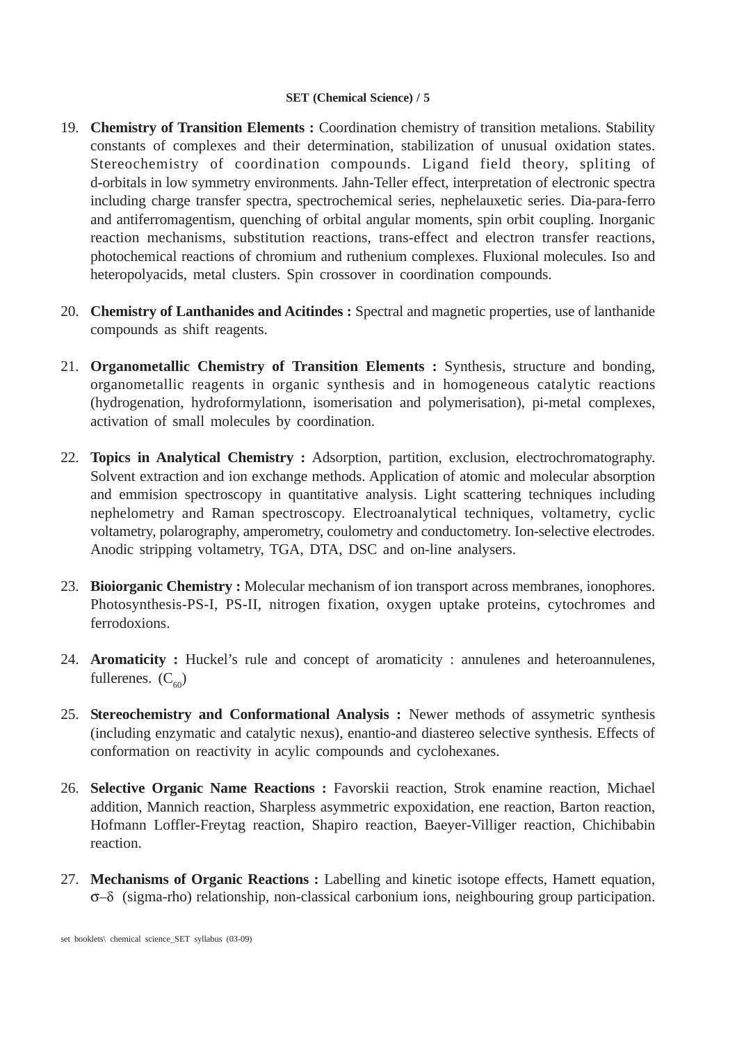19. **Chemistry of Transition Elements :** Coordination chemistry of transition metalions. Stability constants of complexes and their determination, stabilization of unusual oxidation states. Stereochemistry of coordination compounds. Ligand field theory, spliting of d-orbitals in low symmetry environments. Jahn-Teller effect, interpretation of electronic spectra including charge transfer spectra, spectrochemical series, nephelauxetic series. Dia-para-ferro and antiferromagentism, quenching of orbital angular moments, spin orbit coupling. Inorganic reaction mechanisms, substitution reactions, trans-effect and electron transfer reactions, photochemical reactions of chromium and ruthenium complexes. Fluxional molecules. Iso and heteropolyacids, metal clusters. Spin crossover in coordination compounds.

20. **Chemistry of Lanthanides and Acitindes :** Spectral and magnetic properties, use of lanthanide compounds as shift reagents.

21. **Organometallic Chemistry of Transition Elements :** Synthesis, structure and bonding, organometallic reagents in organic synthesis and in homogeneous catalytic reactions (hydrogenation, hydroformylationn, isomerisation and polymerisation), pi-metal complexes, activation of small molecules by coordination.

22. **Topics in Analytical Chemistry :** Adsorption, partition, exclusion, electrochromatography. Solvent extraction and ion exchange methods. Application of atomic and molecular absorption and emmision spectroscopy in quantitative analysis. Light scattering techniques including nephelometry and Raman spectroscopy. Electroanalytical techniques, voltametry, cyclic voltametry, polarography, amperometry, coulometry and conductometry. Ion-selective electrodes. Anodic stripping voltametry, TGA, DTA, DSC and on-line analysers.

23. **Bioiorganic Chemistry :** Molecular mechanism of ion transport across membranes, ionophores. Photosynthesis-PS-I, PS-II, nitrogen fixation, oxygen uptake proteins, cytochromes and ferrodoxions.

24. **Aromaticity :** Huckel's rule and concept of aromaticity : annulenes and heteroannulenes, fullerenes. ($C_{60}$)

25. **Stereochemistry and Conformational Analysis :** Newer methods of assymetric synthesis (including enzymatic and catalytic nexus), enantio-and diastereo selective synthesis. Effects of conformation on reactivity in acylic compounds and cyclohexanes.

26. **Selective Organic Name Reactions :** Favorskii reaction, Strok enamine reaction, Michael addition, Mannich reaction, Sharpless asymmetric expoxidation, ene reaction, Barton reaction, Hofmann Loffler-Freytag reaction, Shapiro reaction, Baeyer-Villiger reaction, Chichibabin reaction.

27. **Mechanisms of Organic Reactions :** Labelling and kinetic isotope effects, Hamett equation, $\sigma$–$\delta$ (sigma-rho) relationship, non-classical carbonium ions, neighbouring group participation.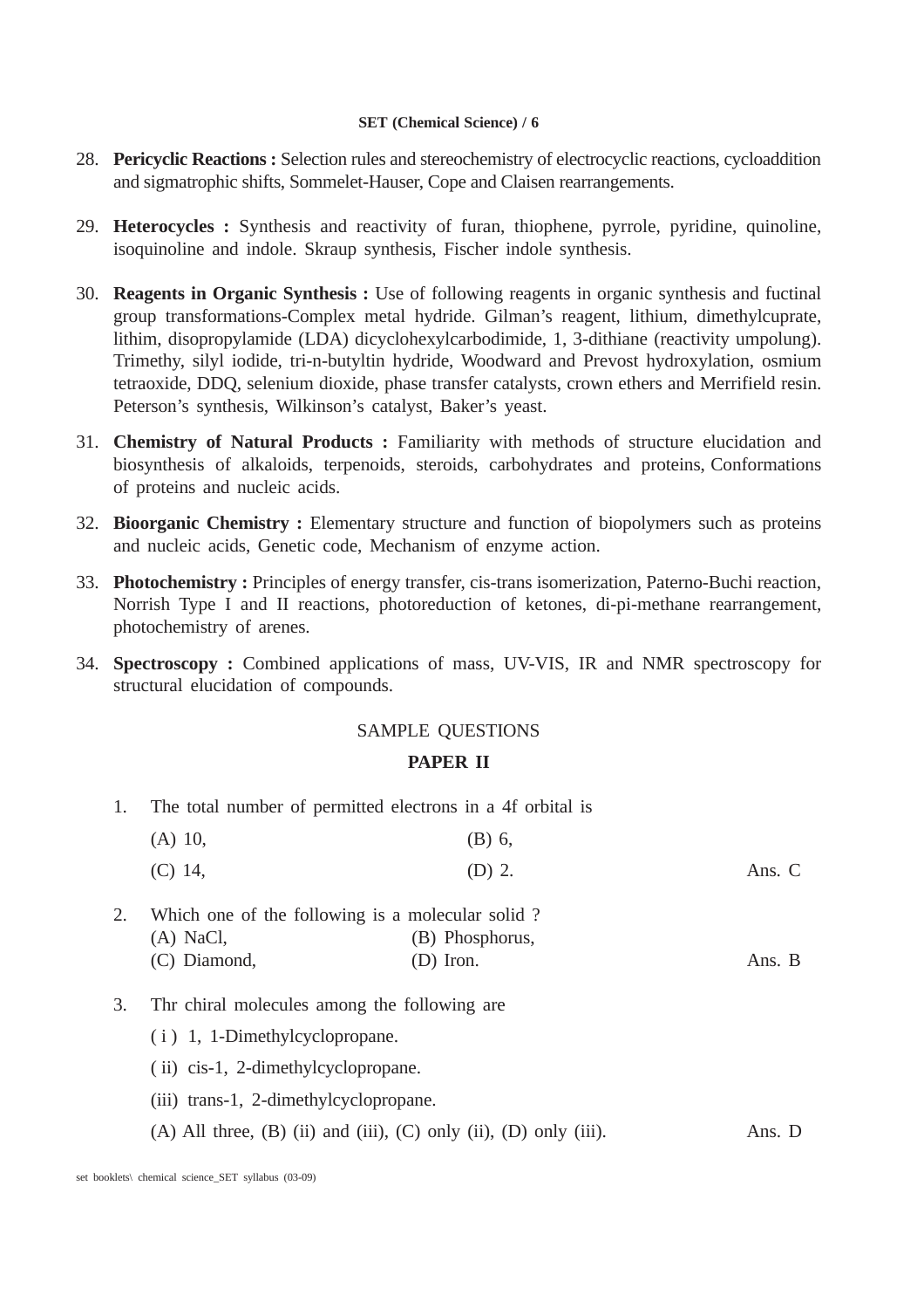28. **Pericyclic Reactions :** Selection rules and stereochemistry of electrocyclic reactions, cycloaddition and sigmatrophic shifts, Sommelet-Hauser, Cope and Claisen rearrangements.

29. **Heterocycles :** Synthesis and reactivity of furan, thiophene, pyrrole, pyridine, quinoline, isoquinoline and indole. Skraup synthesis, Fischer indole synthesis.

30. **Reagents in Organic Synthesis :** Use of following reagents in organic synthesis and fuctinal group transformations-Complex metal hydride. Gilman's reagent, lithium, dimethylcuprate, lithim, disopropylamide (LDA) dicyclohexylcarbodimide, 1, 3-dithiane (reactivity umpolung). Trimethy, silyl iodide, tri-n-butyltin hydride, Woodward and Prevost hydroxylation, osmium tetraoxide, DDQ, selenium dioxide, phase transfer catalysts, crown ethers and Merrifield resin. Peterson's synthesis, Wilkinson's catalyst, Baker's yeast.

31. **Chemistry of Natural Products :** Familiarity with methods of structure elucidation and biosynthesis of alkaloids, terpenoids, steroids, carbohydrates and proteins, Conformations of proteins and nucleic acids.

32. **Bioorganic Chemistry :** Elementary structure and function of biopolymers such as proteins and nucleic acids, Genetic code, Mechanism of enzyme action.

33. **Photochemistry :** Principles of energy transfer, cis-trans isomerization, Paterno-Buchi reaction, Norrish Type I and II reactions, photoreduction of ketones, di-pi-methane rearrangement, photochemistry of arenes.

34. **Spectroscopy :** Combined applications of mass, UV-VIS, IR and NMR spectroscopy for structural elucidation of compounds.

## SAMPLE QUESTIONS

## PAPER II

1. The total number of permitted electrons in a 4f orbital is

   (A) 10, (B) 6,

   (C) 14, (D) 2. Ans. C

2. Which one of the following is a molecular solid ?

   (A) NaCl, (B) Phosphorus,

   (C) Diamond, (D) Iron. Ans. B

3. Thr chiral molecules among the following are

   ( i ) 1, 1-Dimethylcyclopropane.

   ( ii) cis-1, 2-dimethylcyclopropane.

   (iii) trans-1, 2-dimethylcyclopropane.

   (A) All three, (B) (ii) and (iii), (C) only (ii), (D) only (iii). Ans. D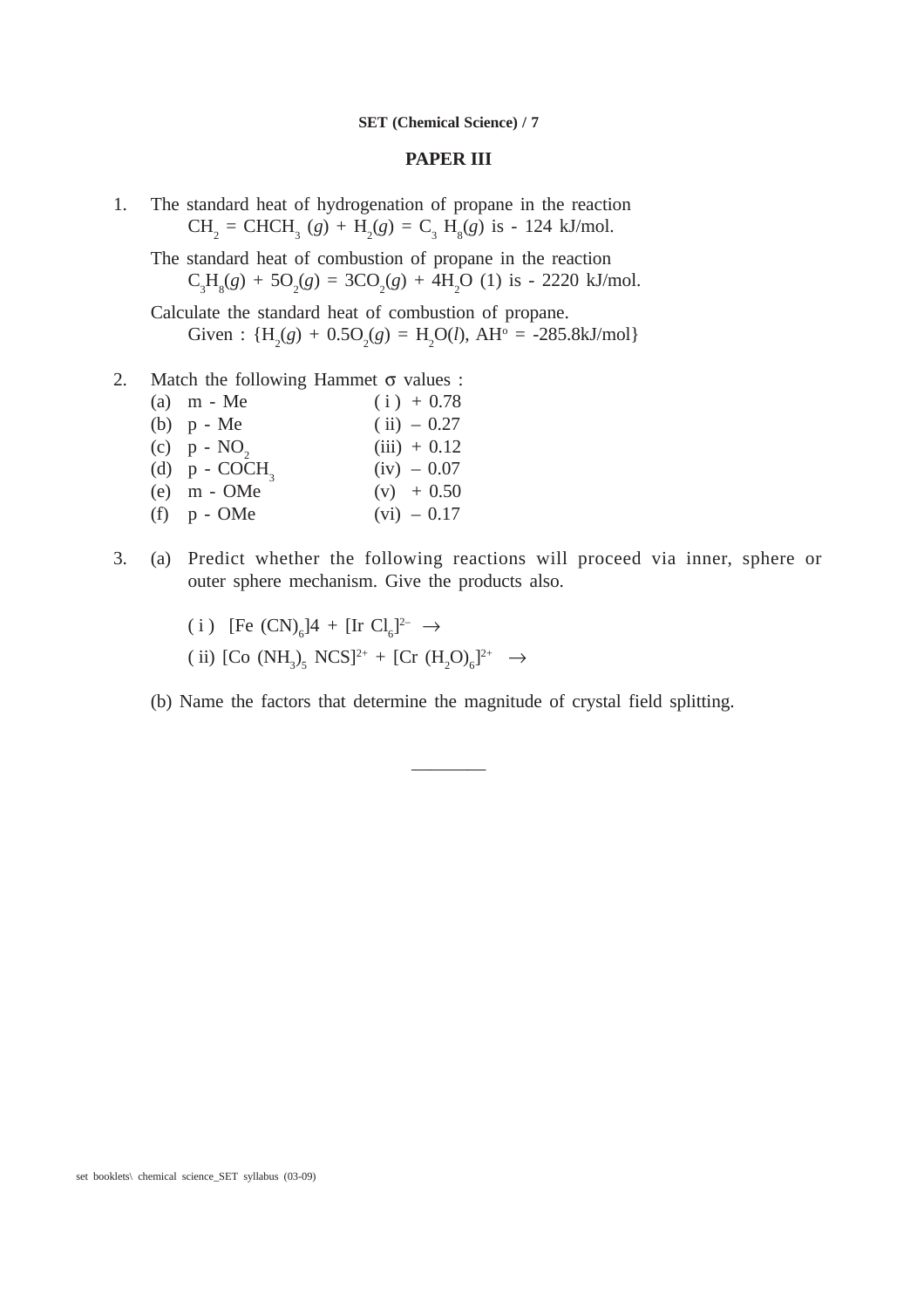## PAPER III

1. The standard heat of hydrogenation of propane in the reaction

   $CH_2 = CHCH_3$ $(g)$ + $H_2(g)$ = $C_3$ $H_8(g)$ is - 124 kJ/mol.

   The standard heat of combustion of propane in the reaction

   $C_3H_8(g)$ + $5O_2(g)$ = $3CO_2(g)$ + $4H_2O$ (1) is - 2220 kJ/mol.

   Calculate the standard heat of combustion of propane.

   Given : {$H_2(g)$ + $0.5O_2(g)$ = $H_2O(l)$, $AH^o$ = -285.8kJ/mol}

2. Match the following Hammet $\sigma$ values :

| | | | |
|---|---|---|---|
| (a) | m - Me | ( i ) | + 0.78 |
| (b) | p - Me | ( ii) | – 0.27 |
| (c) | p - $NO_2$ | (iii) | + 0.12 |
| (d) | p - $COCH_3$ | (iv) | – 0.07 |
| (e) | m - OMe | (v) | + 0.50 |
| (f) | p - OMe | (vi) | – 0.17 |

3. (a) Predict whether the following reactions will proceed via inner, sphere or outer sphere mechanism. Give the products also.

   ( i ) $[Fe\ (CN)_6]4$ + $[Ir\ Cl_6]^{2-}$ $\rightarrow$

   ( ii) $[Co\ (NH_3)_5\ NCS]^{2+}$ + $[Cr\ (H_2O)_6]^{2+}$ $\rightarrow$

   (b) Name the factors that determine the magnitude of crystal field splitting.

________

set booklets\ chemical science_SET syllabus (03-09)